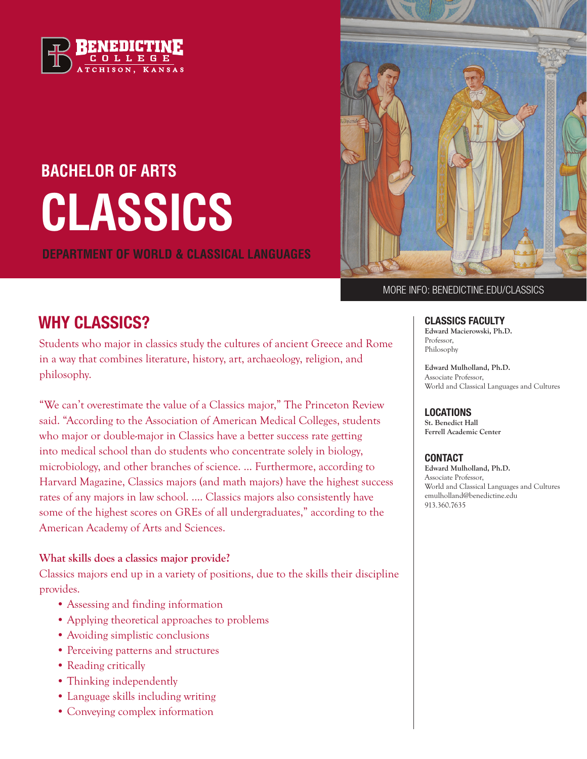Benedictine College

Atchison, Kansas

## BACHELOR OF ARTS

# CLASSICS

## DEPARTMENT OF WORLD & CLASSICAL LANGUAGES

MORE INFO: BENEDICTINE.EDU/CLASSICS

## WHY CLASSICS?

Students who major in classics study the cultures of ancient Greece and Rome in a way that combines literature, history, art, archaeology, religion, and philosophy.

"We can't overestimate the value of a Classics major," The Princeton Review said. "According to the Association of American Medical Colleges, students who major or double-major in Classics have a better success rate getting into medical school than do students who concentrate solely in biology, microbiology, and other branches of science. ... Furthermore, according to Harvard Magazine, Classics majors (and math majors) have the highest success rates of any majors in law school. .... Classics majors also consistently have some of the highest scores on GREs of all undergraduates," according to the American Academy of Arts and Sciences.

**What skills does a classics major provide?**

Classics majors end up in a variety of positions, due to the skills their discipline provides.

- Assessing and finding information
- Applying theoretical approaches to problems
- Avoiding simplistic conclusions
- Perceiving patterns and structures
- Reading critically
- Thinking independently
- Language skills including writing
- Conveying complex information

### CLASSICS FACULTY

**Edward Macierowski, Ph.D.**
Professor,
Philosophy

**Edward Mulholland, Ph.D.**
Associate Professor,
World and Classical Languages and Cultures

### LOCATIONS

**St. Benedict Hall**
**Ferrell Academic Center**

### CONTACT

**Edward Mulholland, Ph.D.**
Associate Professor,
World and Classical Languages and Cultures
emulholland@benedictine.edu
913.360.7635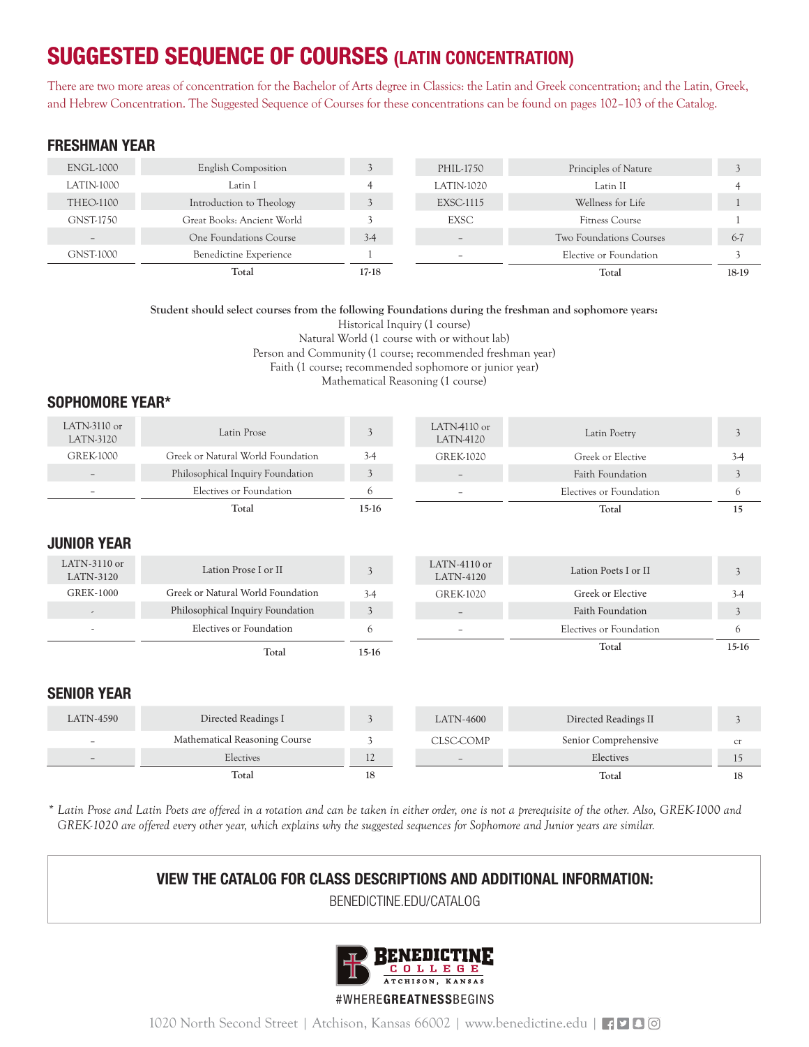# SUGGESTED SEQUENCE OF COURSES (LATIN CONCENTRATION)

There are two more areas of concentration for the Bachelor of Arts degree in Classics: the Latin and Greek concentration; and the Latin, Greek, and Hebrew Concentration. The Suggested Sequence of Courses for these concentrations can be found on pages 102–103 of the Catalog.

## FRESHMAN YEAR

| | | | | | |
|---|---|---|---|---|---|
| ENGL-1000 | English Composition | 3 | PHIL-1750 | Principles of Nature | 3 |
| LATIN-1000 | Latin I | 4 | LATIN-1020 | Latin II | 4 |
| THEO-1100 | Introduction to Theology | 3 | EXSC-1115 | Wellness for Life | 1 |
| GNST-1750 | Great Books: Ancient World | 3 | EXSC | Fitness Course | 1 |
| – | One Foundations Course | 3-4 | – | Two Foundations Courses | 6-7 |
| GNST-1000 | Benedictine Experience | 1 | – | Elective or Foundation | 3 |
| | **Total** | **17-18** | | **Total** | **18-19** |

**Student should select courses from the following Foundations during the freshman and sophomore years:**
Historical Inquiry (1 course)
Natural World (1 course with or without lab)
Person and Community (1 course; recommended freshman year)
Faith (1 course; recommended sophomore or junior year)
Mathematical Reasoning (1 course)

## SOPHOMORE YEAR*

| | | | | | |
|---|---|---|---|---|---|
| LATN-3110 or LATN-3120 | Latin Prose | 3 | LATN-4110 or LATN-4120 | Latin Poetry | 3 |
| GREK-1000 | Greek or Natural World Foundation | 3-4 | GREK-1020 | Greek or Elective | 3-4 |
| – | Philosophical Inquiry Foundation | 3 | – | Faith Foundation | 3 |
| – | Electives or Foundation | 6 | – | Electives or Foundation | 6 |
| | **Total** | **15-16** | | **Total** | **15** |

## JUNIOR YEAR

| | | | | | |
|---|---|---|---|---|---|
| LATN-3110 or LATN-3120 | Lation Prose I or II | 3 | LATN-4110 or LATN-4120 | Lation Poets I or II | 3 |
| GREK-1000 | Greek or Natural World Foundation | 3-4 | GREK-1020 | Greek or Elective | 3-4 |
| - | Philosophical Inquiry Foundation | 3 | – | Faith Foundation | 3 |
| - | Electives or Foundation | 6 | – | Electives or Foundation | 6 |
| | **Total** | **15-16** | | **Total** | **15-16** |

## SENIOR YEAR

| | | | | | |
|---|---|---|---|---|---|
| LATN-4590 | Directed Readings I | 3 | LATN-4600 | Directed Readings II | 3 |
| – | Mathematical Reasoning Course | 3 | CLSC-COMP | Senior Comprehensive | cr |
| – | Electives | 12 | – | Electives | 15 |
| | **Total** | **18** | | **Total** | **18** |

*\* Latin Prose and Latin Poets are offered in a rotation and can be taken in either order, one is not a prerequisite of the other. Also, GREK-1000 and GREK-1020 are offered every other year, which explains why the suggested sequences for Sophomore and Junior years are similar.*

**VIEW THE CATALOG FOR CLASS DESCRIPTIONS AND ADDITIONAL INFORMATION:**
BENEDICTINE.EDU/CATALOG

BENEDICTINE COLLEGE
ATCHISON, KANSAS

#WHERE**GREATNESS**BEGINS

1020 North Second Street | Atchison, Kansas 66002 | www.benedictine.edu |